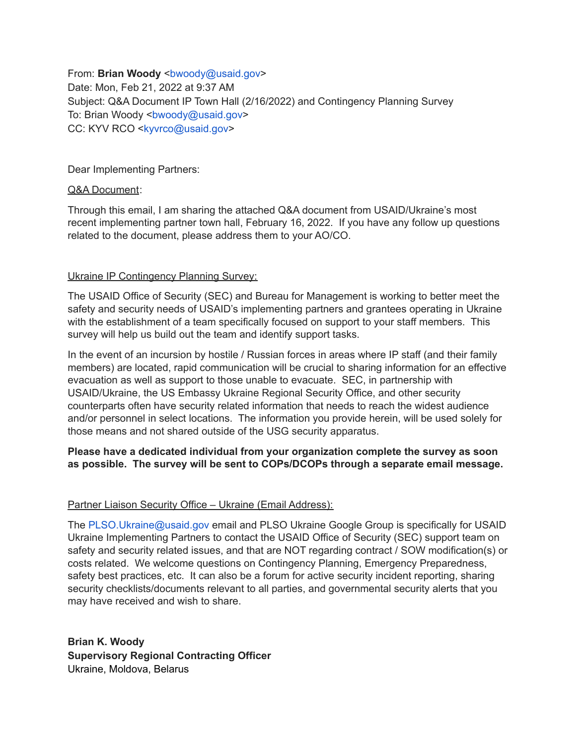From: **Brian Woody** <bwoody@usaid.gov>
Date: Mon, Feb 21, 2022 at 9:37 AM
Subject: Q&A Document IP Town Hall (2/16/2022) and Contingency Planning Survey
To: Brian Woody <bwoody@usaid.gov>
CC: KYV RCO <kyvrco@usaid.gov>

Dear Implementing Partners:

<u>Q&A Document</u>:

Through this email, I am sharing the attached Q&A document from USAID/Ukraine's most recent implementing partner town hall, February 16, 2022. If you have any follow up questions related to the document, please address them to your AO/CO.

<u>Ukraine IP Contingency Planning Survey:</u>

The USAID Office of Security (SEC) and Bureau for Management is working to better meet the safety and security needs of USAID's implementing partners and grantees operating in Ukraine with the establishment of a team specifically focused on support to your staff members. This survey will help us build out the team and identify support tasks.

In the event of an incursion by hostile / Russian forces in areas where IP staff (and their family members) are located, rapid communication will be crucial to sharing information for an effective evacuation as well as support to those unable to evacuate. SEC, in partnership with USAID/Ukraine, the US Embassy Ukraine Regional Security Office, and other security counterparts often have security related information that needs to reach the widest audience and/or personnel in select locations. The information you provide herein, will be used solely for those means and not shared outside of the USG security apparatus.

**Please have a dedicated individual from your organization complete the survey as soon as possible. The survey will be sent to COPs/DCOPs through a separate email message.**

<u>Partner Liaison Security Office – Ukraine (Email Address):</u>

The PLSO.Ukraine@usaid.gov email and PLSO Ukraine Google Group is specifically for USAID Ukraine Implementing Partners to contact the USAID Office of Security (SEC) support team on safety and security related issues, and that are NOT regarding contract / SOW modification(s) or costs related. We welcome questions on Contingency Planning, Emergency Preparedness, safety best practices, etc. It can also be a forum for active security incident reporting, sharing security checklists/documents relevant to all parties, and governmental security alerts that you may have received and wish to share.

**Brian K. Woody**
**Supervisory Regional Contracting Officer**
Ukraine, Moldova, Belarus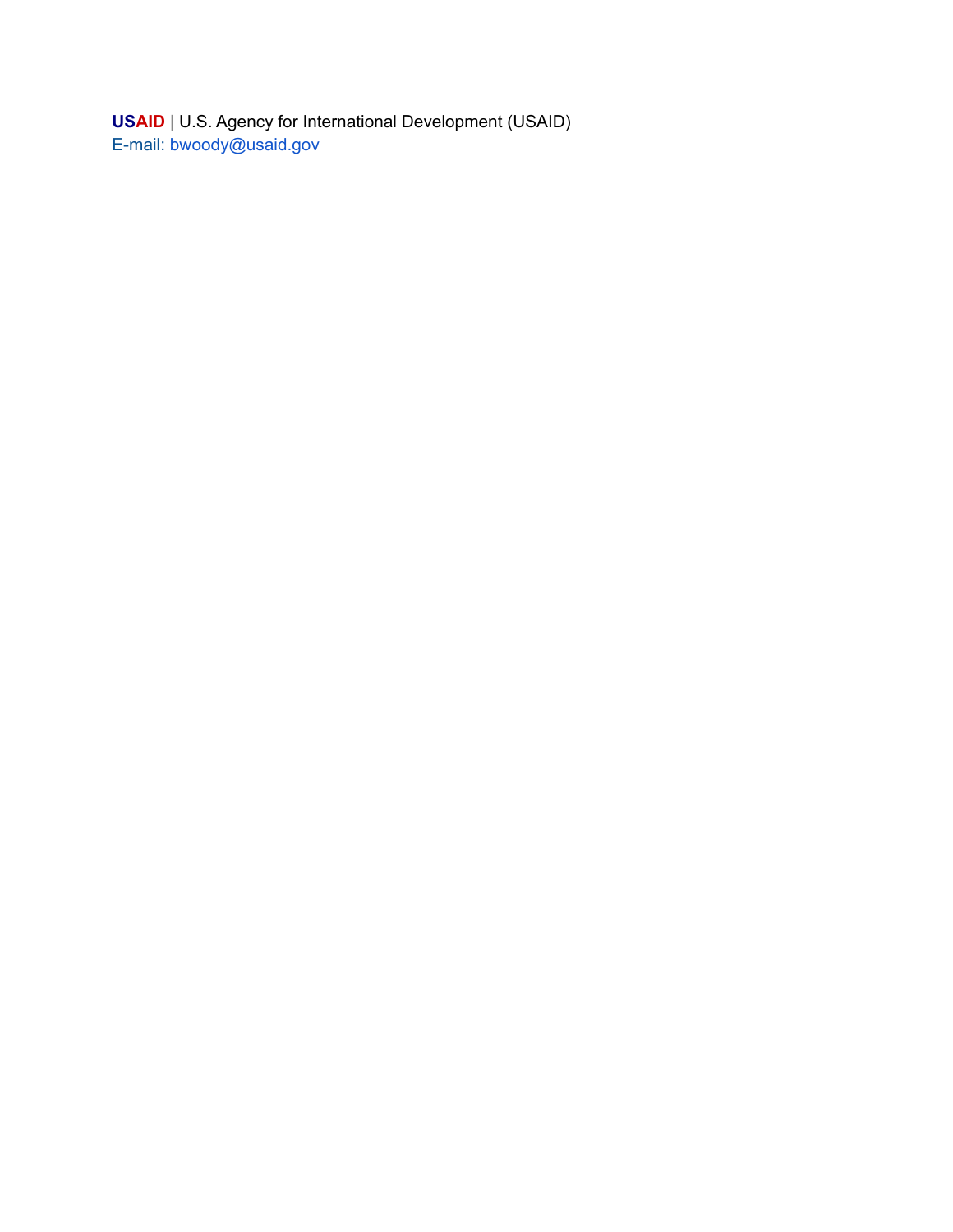**USAID** | U.S. Agency for International Development (USAID)
E-mail: bwoody@usaid.gov